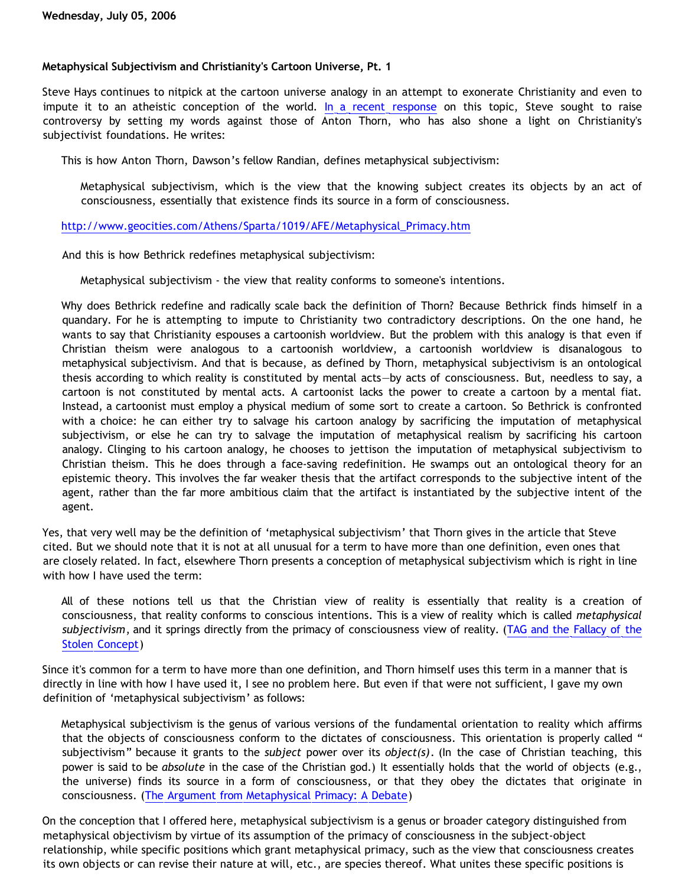Wednesday, July 05, 2006

## Metaphysical Subjectivism and Christianity's Cartoon Universe, Pt. 1

Steve Hays continues to nitpick at the cartoon universe analogy in an attempt to exonerate Christianity and even to impute it to an atheistic conception of the world. In a recent response on this topic, Steve sought to raise controversy by setting my words against those of Anton Thorn, who has also shone a light on Christianity's subjectivist foundations. He writes:

> This is how Anton Thorn, Dawson's fellow Randian, defines metaphysical subjectivism:
>
> > Metaphysical subjectivism, which is the view that the knowing subject creates its objects by an act of consciousness, essentially that existence finds its source in a form of consciousness.
>
> http://www.geocities.com/Athens/Sparta/1019/AFE/Metaphysical_Primacy.htm
>
> And this is how Bethrick redefines metaphysical subjectivism:
>
> > Metaphysical subjectivism - the view that reality conforms to someone's intentions.
>
> Why does Bethrick redefine and radically scale back the definition of Thorn? Because Bethrick finds himself in a quandary. For he is attempting to impute to Christianity two contradictory descriptions. On the one hand, he wants to say that Christianity espouses a cartoonish worldview. But the problem with this analogy is that even if Christian theism were analogous to a cartoonish worldview, a cartoonish worldview is disanalogous to metaphysical subjectivism. And that is because, as defined by Thorn, metaphysical subjectivism is an ontological thesis according to which reality is constituted by mental acts—by acts of consciousness. But, needless to say, a cartoon is not constituted by mental acts. A cartoonist lacks the power to create a cartoon by a mental fiat. Instead, a cartoonist must employ a physical medium of some sort to create a cartoon. So Bethrick is confronted with a choice: he can either try to salvage his cartoon analogy by sacrificing the imputation of metaphysical subjectivism, or else he can try to salvage the imputation of metaphysical realism by sacrificing his cartoon analogy. Clinging to his cartoon analogy, he chooses to jettison the imputation of metaphysical subjectivism to Christian theism. This he does through a face-saving redefinition. He swamps out an ontological theory for an epistemic theory. This involves the far weaker thesis that the artifact corresponds to the subjective intent of the agent, rather than the far more ambitious claim that the artifact is instantiated by the subjective intent of the agent.

Yes, that very well may be the definition of 'metaphysical subjectivism' that Thorn gives in the article that Steve cited. But we should note that it is not at all unusual for a term to have more than one definition, even ones that are closely related. In fact, elsewhere Thorn presents a conception of metaphysical subjectivism which is right in line with how I have used the term:

> All of these notions tell us that the Christian view of reality is essentially that reality is a creation of consciousness, that reality conforms to conscious intentions. This is a view of reality which is called *metaphysical subjectivism*, and it springs directly from the primacy of consciousness view of reality. (TAG and the Fallacy of the Stolen Concept)

Since it's common for a term to have more than one definition, and Thorn himself uses this term in a manner that is directly in line with how I have used it, I see no problem here. But even if that were not sufficient, I gave my own definition of 'metaphysical subjectivism' as follows:

> Metaphysical subjectivism is the genus of various versions of the fundamental orientation to reality which affirms that the objects of consciousness conform to the dictates of consciousness. This orientation is properly called "subjectivism" because it grants to the *subject* power over its *object(s)*. (In the case of Christian teaching, this power is said to be *absolute* in the case of the Christian god.) It essentially holds that the world of objects (e.g., the universe) finds its source in a form of consciousness, or that they obey the dictates that originate in consciousness. (The Argument from Metaphysical Primacy: A Debate)

On the conception that I offered here, metaphysical subjectivism is a genus or broader category distinguished from metaphysical objectivism by virtue of its assumption of the primacy of consciousness in the subject-object relationship, while specific positions which grant metaphysical primacy, such as the view that consciousness creates its own objects or can revise their nature at will, etc., are species thereof. What unites these specific positions is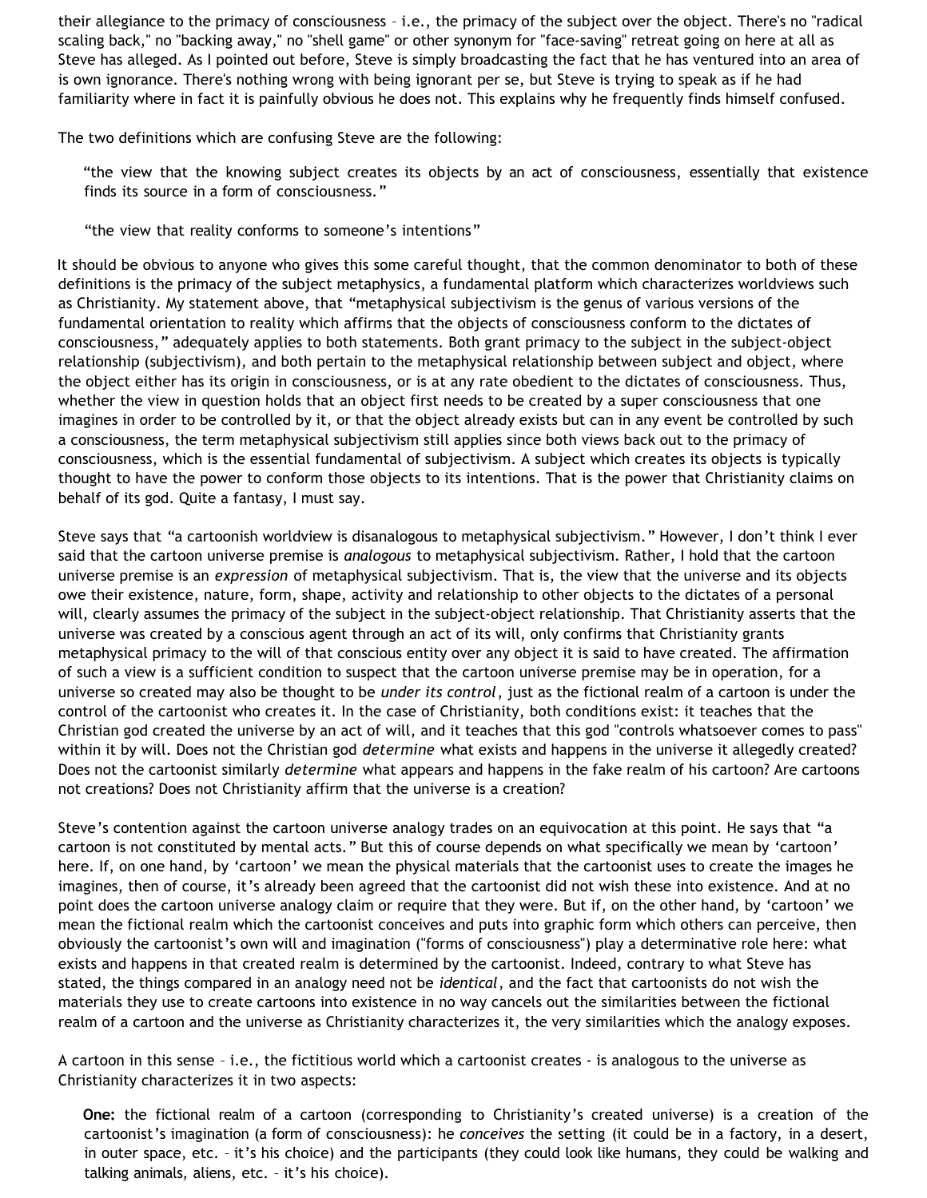their allegiance to the primacy of consciousness – i.e., the primacy of the subject over the object. There's no "radical scaling back," no "backing away," no "shell game" or other synonym for "face-saving" retreat going on here at all as Steve has alleged. As I pointed out before, Steve is simply broadcasting the fact that he has ventured into an area of is own ignorance. There's nothing wrong with being ignorant per se, but Steve is trying to speak as if he had familiarity where in fact it is painfully obvious he does not. This explains why he frequently finds himself confused.

The two definitions which are confusing Steve are the following:

> "the view that the knowing subject creates its objects by an act of consciousness, essentially that existence finds its source in a form of consciousness."

> "the view that reality conforms to someone's intentions"

It should be obvious to anyone who gives this some careful thought, that the common denominator to both of these definitions is the primacy of the subject metaphysics, a fundamental platform which characterizes worldviews such as Christianity. My statement above, that "metaphysical subjectivism is the genus of various versions of the fundamental orientation to reality which affirms that the objects of consciousness conform to the dictates of consciousness," adequately applies to both statements. Both grant primacy to the subject in the subject-object relationship (subjectivism), and both pertain to the metaphysical relationship between subject and object, where the object either has its origin in consciousness, or is at any rate obedient to the dictates of consciousness. Thus, whether the view in question holds that an object first needs to be created by a super consciousness that one imagines in order to be controlled by it, or that the object already exists but can in any event be controlled by such a consciousness, the term metaphysical subjectivism still applies since both views back out to the primacy of consciousness, which is the essential fundamental of subjectivism. A subject which creates its objects is typically thought to have the power to conform those objects to its intentions. That is the power that Christianity claims on behalf of its god. Quite a fantasy, I must say.

Steve says that "a cartoonish worldview is disanalogous to metaphysical subjectivism." However, I don't think I ever said that the cartoon universe premise is *analogous* to metaphysical subjectivism. Rather, I hold that the cartoon universe premise is an *expression* of metaphysical subjectivism. That is, the view that the universe and its objects owe their existence, nature, form, shape, activity and relationship to other objects to the dictates of a personal will, clearly assumes the primacy of the subject in the subject-object relationship. That Christianity asserts that the universe was created by a conscious agent through an act of its will, only confirms that Christianity grants metaphysical primacy to the will of that conscious entity over any object it is said to have created. The affirmation of such a view is a sufficient condition to suspect that the cartoon universe premise may be in operation, for a universe so created may also be thought to be *under its control*, just as the fictional realm of a cartoon is under the control of the cartoonist who creates it. In the case of Christianity, both conditions exist: it teaches that the Christian god created the universe by an act of will, and it teaches that this god "controls whatsoever comes to pass" within it by will. Does not the Christian god *determine* what exists and happens in the universe it allegedly created? Does not the cartoonist similarly *determine* what appears and happens in the fake realm of his cartoon? Are cartoons not creations? Does not Christianity affirm that the universe is a creation?

Steve's contention against the cartoon universe analogy trades on an equivocation at this point. He says that "a cartoon is not constituted by mental acts." But this of course depends on what specifically we mean by 'cartoon' here. If, on one hand, by 'cartoon' we mean the physical materials that the cartoonist uses to create the images he imagines, then of course, it's already been agreed that the cartoonist did not wish these into existence. And at no point does the cartoon universe analogy claim or require that they were. But if, on the other hand, by 'cartoon' we mean the fictional realm which the cartoonist conceives and puts into graphic form which others can perceive, then obviously the cartoonist's own will and imagination ("forms of consciousness") play a determinative role here: what exists and happens in that created realm is determined by the cartoonist. Indeed, contrary to what Steve has stated, the things compared in an analogy need not be *identical*, and the fact that cartoonists do not wish the materials they use to create cartoons into existence in no way cancels out the similarities between the fictional realm of a cartoon and the universe as Christianity characterizes it, the very similarities which the analogy exposes.

A cartoon in this sense – i.e., the fictitious world which a cartoonist creates - is analogous to the universe as Christianity characterizes it in two aspects:

> **One:** the fictional realm of a cartoon (corresponding to Christianity's created universe) is a creation of the cartoonist's imagination (a form of consciousness): he *conceives* the setting (it could be in a factory, in a desert, in outer space, etc. – it's his choice) and the participants (they could look like humans, they could be walking and talking animals, aliens, etc. – it's his choice).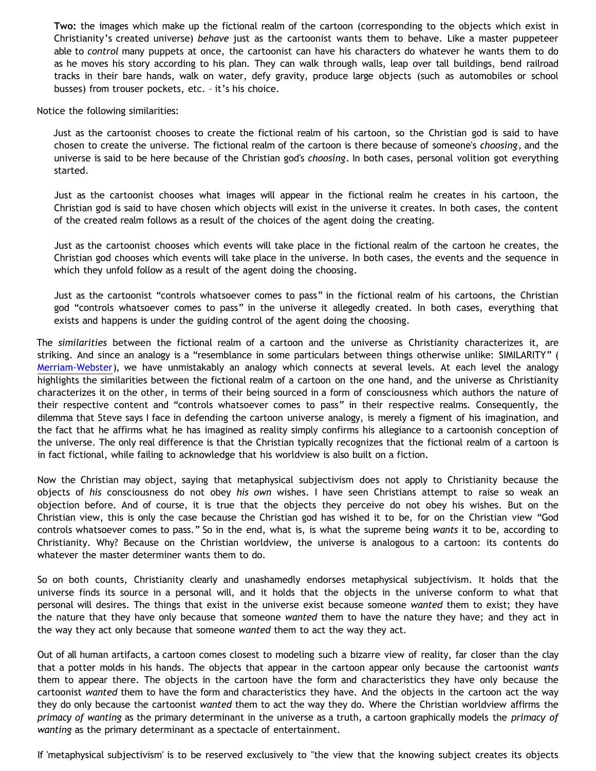**Two:** the images which make up the fictional realm of the cartoon (corresponding to the objects which exist in Christianity's created universe) *behave* just as the cartoonist wants them to behave. Like a master puppeteer able to *control* many puppets at once, the cartoonist can have his characters do whatever he wants them to do as he moves his story according to his plan. They can walk through walls, leap over tall buildings, bend railroad tracks in their bare hands, walk on water, defy gravity, produce large objects (such as automobiles or school busses) from trouser pockets, etc. – it's his choice.

Notice the following similarities:

> Just as the cartoonist chooses to create the fictional realm of his cartoon, so the Christian god is said to have chosen to create the universe. The fictional realm of the cartoon is there because of someone's *choosing*, and the universe is said to be here because of the Christian god's *choosing*. In both cases, personal volition got everything started.
>
> Just as the cartoonist chooses what images will appear in the fictional realm he creates in his cartoon, the Christian god is said to have chosen which objects will exist in the universe it creates. In both cases, the content of the created realm follows as a result of the choices of the agent doing the creating.
>
> Just as the cartoonist chooses which events will take place in the fictional realm of the cartoon he creates, the Christian god chooses which events will take place in the universe. In both cases, the events and the sequence in which they unfold follow as a result of the agent doing the choosing.
>
> Just as the cartoonist "controls whatsoever comes to pass" in the fictional realm of his cartoons, the Christian god "controls whatsoever comes to pass" in the universe it allegedly created. In both cases, everything that exists and happens is under the guiding control of the agent doing the choosing.

The *similarities* between the fictional realm of a cartoon and the universe as Christianity characterizes it, are striking. And since an analogy is a "resemblance in some particulars between things otherwise unlike: SIMILARITY" (Merriam-Webster), we have unmistakably an analogy which connects at several levels. At each level the analogy highlights the similarities between the fictional realm of a cartoon on the one hand, and the universe as Christianity characterizes it on the other, in terms of their being sourced in a form of consciousness which authors the nature of their respective content and "controls whatsoever comes to pass" in their respective realms. Consequently, the dilemma that Steve says I face in defending the cartoon universe analogy, is merely a figment of his imagination, and the fact that he affirms what he has imagined as reality simply confirms his allegiance to a cartoonish conception of the universe. The only real difference is that the Christian typically recognizes that the fictional realm of a cartoon is in fact fictional, while failing to acknowledge that his worldview is also built on a fiction.

Now the Christian may object, saying that metaphysical subjectivism does not apply to Christianity because the objects of *his* consciousness do not obey *his own* wishes. I have seen Christians attempt to raise so weak an objection before. And of course, it is true that the objects they perceive do not obey his wishes. But on the Christian view, this is only the case because the Christian god has wished it to be, for on the Christian view "God controls whatsoever comes to pass." So in the end, what is, is what the supreme being *wants* it to be, according to Christianity. Why? Because on the Christian worldview, the universe is analogous to a cartoon: its contents do whatever the master determiner wants them to do.

So on both counts, Christianity clearly and unashamedly endorses metaphysical subjectivism. It holds that the universe finds its source in a personal will, and it holds that the objects in the universe conform to what that personal will desires. The things that exist in the universe exist because someone *wanted* them to exist; they have the nature that they have only because that someone *wanted* them to have the nature they have; and they act in the way they act only because that someone *wanted* them to act the way they act.

Out of all human artifacts, a cartoon comes closest to modeling such a bizarre view of reality, far closer than the clay that a potter molds in his hands. The objects that appear in the cartoon appear only because the cartoonist *wants* them to appear there. The objects in the cartoon have the form and characteristics they have only because the cartoonist *wanted* them to have the form and characteristics they have. And the objects in the cartoon act the way they do only because the cartoonist *wanted* them to act the way they do. Where the Christian worldview affirms the *primacy of wanting* as the primary determinant in the universe as a truth, a cartoon graphically models the *primacy of wanting* as the primary determinant as a spectacle of entertainment.

If 'metaphysical subjectivism' is to be reserved exclusively to "the view that the knowing subject creates its objects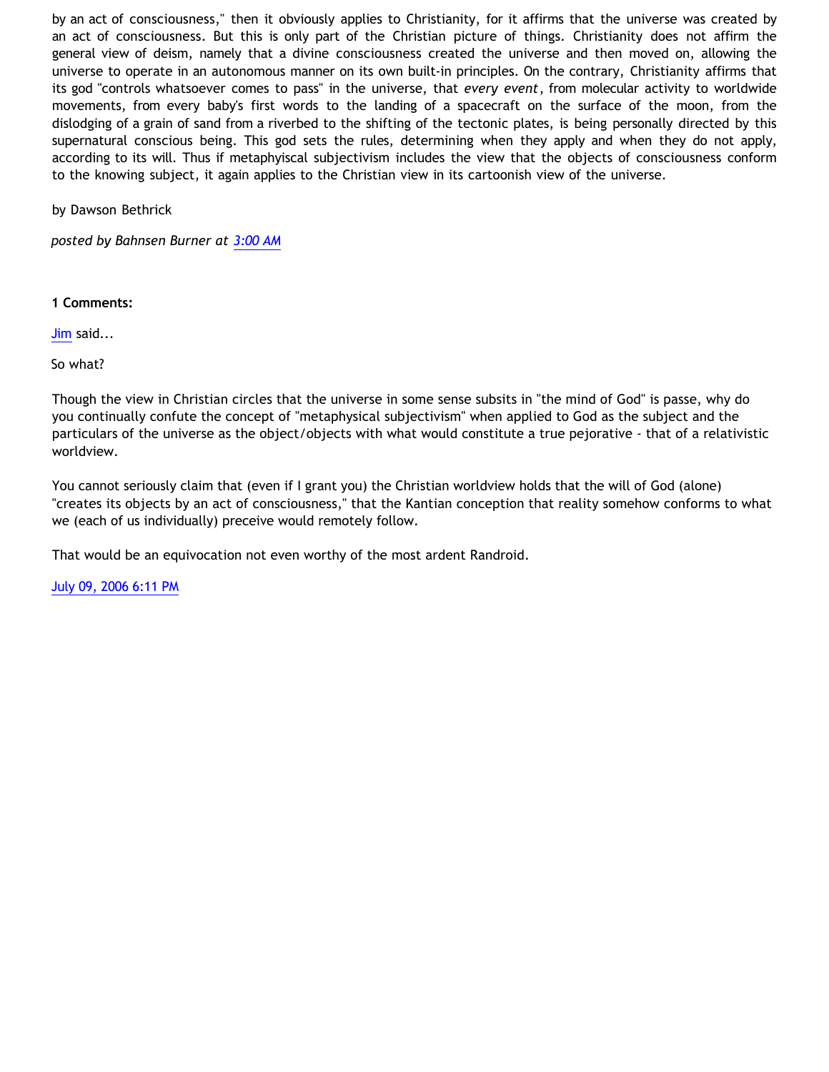by an act of consciousness," then it obviously applies to Christianity, for it affirms that the universe was created by an act of consciousness. But this is only part of the Christian picture of things. Christianity does not affirm the general view of deism, namely that a divine consciousness created the universe and then moved on, allowing the universe to operate in an autonomous manner on its own built-in principles. On the contrary, Christianity affirms that its god "controls whatsoever comes to pass" in the universe, that *every event*, from molecular activity to worldwide movements, from every baby's first words to the landing of a spacecraft on the surface of the moon, from the dislodging of a grain of sand from a riverbed to the shifting of the tectonic plates, is being personally directed by this supernatural conscious being. This god sets the rules, determining when they apply and when they do not apply, according to its will. Thus if metaphyiscal subjectivism includes the view that the objects of consciousness conform to the knowing subject, it again applies to the Christian view in its cartoonish view of the universe.

by Dawson Bethrick

*posted by Bahnsen Burner at 3:00 AM*

**1 Comments:**

Jim said...

So what?

Though the view in Christian circles that the universe in some sense subsits in "the mind of God" is passe, why do you continually confute the concept of "metaphysical subjectivism" when applied to God as the subject and the particulars of the universe as the object/objects with what would constitute a true pejorative - that of a relativistic worldview.

You cannot seriously claim that (even if I grant you) the Christian worldview holds that the will of God (alone) "creates its objects by an act of consciousness," that the Kantian conception that reality somehow conforms to what we (each of us individually) preceive would remotely follow.

That would be an equivocation not even worthy of the most ardent Randroid.

July 09, 2006 6:11 PM